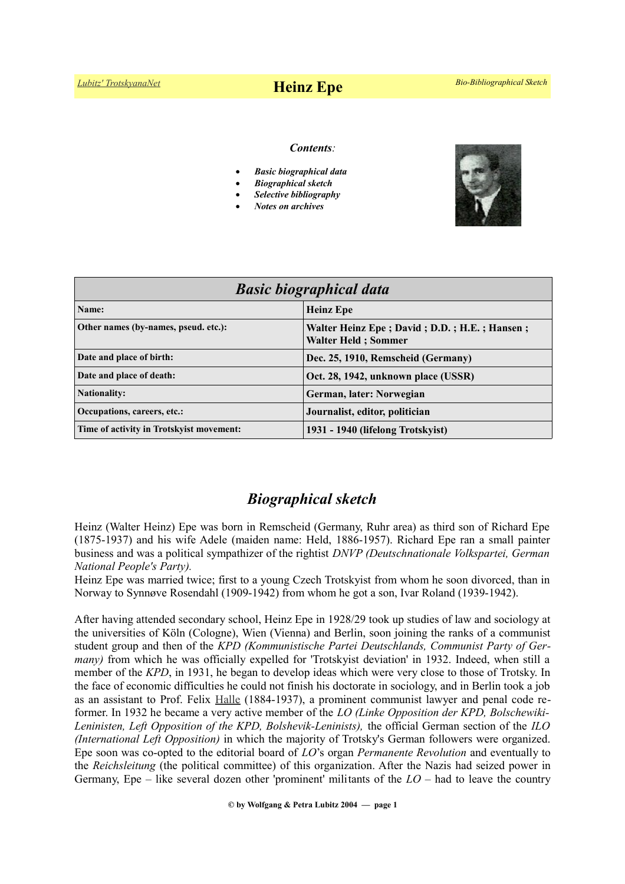# Heinz Epe

*Contents:*

- *Basic biographical data*
- *Biographical sketch*
- *Selective bibliography*
- *Notes on archives*

| *Basic biographical data* | |
|---|---|
| **Name:** | **Heinz Epe** |
| **Other names (by-names, pseud. etc.):** | **Walter Heinz Epe ; David ; D.D. ; H.E. ; Hansen ; Walter Held ; Sommer** |
| **Date and place of birth:** | **Dec. 25, 1910, Remscheid (Germany)** |
| **Date and place of death:** | **Oct. 28, 1942, unknown place (USSR)** |
| **Nationality:** | **German, later: Norwegian** |
| **Occupations, careers, etc.:** | **Journalist, editor, politician** |
| **Time of activity in Trotskyist movement:** | **1931 - 1940 (lifelong Trotskyist)** |

## *Biographical sketch*

Heinz (Walter Heinz) Epe was born in Remscheid (Germany, Ruhr area) as third son of Richard Epe (1875-1937) and his wife Adele (maiden name: Held, 1886-1957). Richard Epe ran a small painter business and was a political sympathizer of the rightist *DNVP (Deutschnationale Volkspartei, German National People's Party).*

Heinz Epe was married twice; first to a young Czech Trotskyist from whom he soon divorced, than in Norway to Synnøve Rosendahl (1909-1942) from whom he got a son, Ivar Roland (1939-1942).

After having attended secondary school, Heinz Epe in 1928/29 took up studies of law and sociology at the universities of Köln (Cologne), Wien (Vienna) and Berlin, soon joining the ranks of a communist student group and then of the *KPD (Kommunistische Partei Deutschlands, Communist Party of Germany)* from which he was officially expelled for 'Trotskyist deviation' in 1932. Indeed, when still a member of the *KPD*, in 1931, he began to develop ideas which were very close to those of Trotsky. In the face of economic difficulties he could not finish his doctorate in sociology, and in Berlin took a job as an assistant to Prof. Felix Halle (1884-1937), a prominent communist lawyer and penal code reformer. In 1932 he became a very active member of the *LO (Linke Opposition der KPD, Bolschewiki-Leninisten, Left Opposition of the KPD, Bolshevik-Leninists),* the official German section of the *ILO (International Left Opposition)* in which the majority of Trotsky's German followers were organized. Epe soon was co-opted to the editorial board of *LO*'s organ *Permanente Revolution* and eventually to the *Reichsleitung* (the political committee) of this organization. After the Nazis had seized power in Germany, Epe – like several dozen other 'prominent' militants of the *LO* – had to leave the country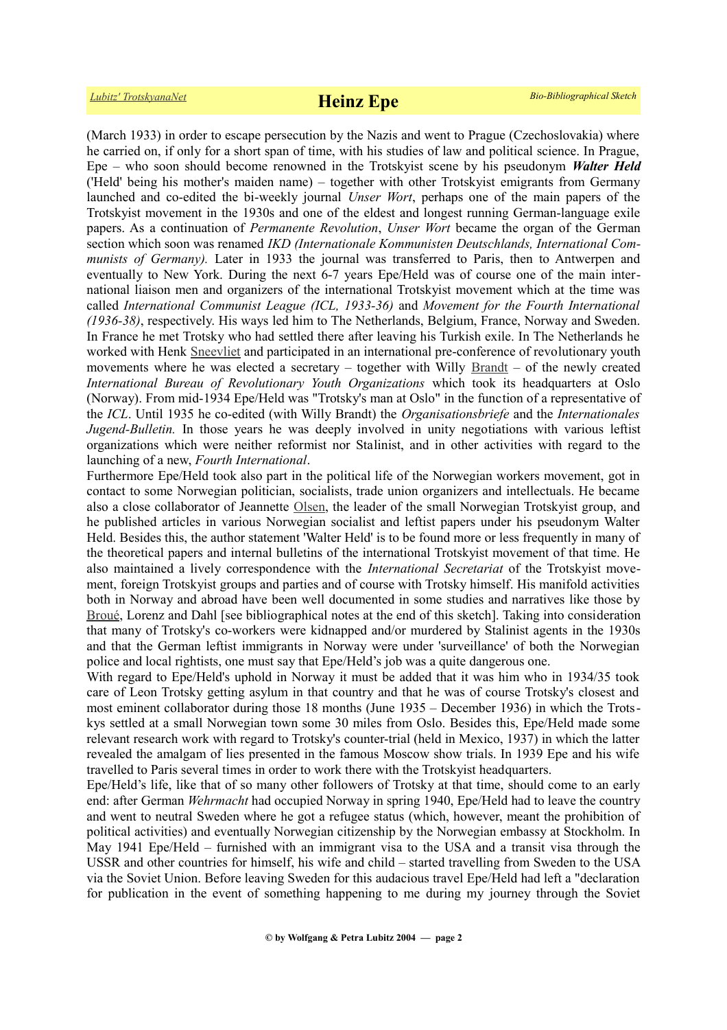(March 1933) in order to escape persecution by the Nazis and went to Prague (Czechoslovakia) where he carried on, if only for a short span of time, with his studies of law and political science. In Prague, Epe – who soon should become renowned in the Trotskyist scene by his pseudonym ***Walter Held*** ('Held' being his mother's maiden name) – together with other Trotskyist emigrants from Germany launched and co-edited the bi-weekly journal *Unser Wort*, perhaps one of the main papers of the Trotskyist movement in the 1930s and one of the eldest and longest running German-language exile papers. As a continuation of *Permanente Revolution*, *Unser Wort* became the organ of the German section which soon was renamed *IKD (Internationale Kommunisten Deutschlands, International Communists of Germany).* Later in 1933 the journal was transferred to Paris, then to Antwerpen and eventually to New York. During the next 6-7 years Epe/Held was of course one of the main international liaison men and organizers of the international Trotskyist movement which at the time was called *International Communist League (ICL, 1933-36)* and *Movement for the Fourth International (1936-38)*, respectively. His ways led him to The Netherlands, Belgium, France, Norway and Sweden. In France he met Trotsky who had settled there after leaving his Turkish exile. In The Netherlands he worked with Henk Sneevliet and participated in an international pre-conference of revolutionary youth movements where he was elected a secretary – together with Willy Brandt – of the newly created *International Bureau of Revolutionary Youth Organizations* which took its headquarters at Oslo (Norway). From mid-1934 Epe/Held was "Trotsky's man at Oslo" in the function of a representative of the *ICL*. Until 1935 he co-edited (with Willy Brandt) the *Organisationsbriefe* and the *Internationales Jugend-Bulletin.* In those years he was deeply involved in unity negotiations with various leftist organizations which were neither reformist nor Stalinist, and in other activities with regard to the launching of a new, *Fourth International*.

Furthermore Epe/Held took also part in the political life of the Norwegian workers movement, got in contact to some Norwegian politician, socialists, trade union organizers and intellectuals. He became also a close collaborator of Jeannette Olsen, the leader of the small Norwegian Trotskyist group, and he published articles in various Norwegian socialist and leftist papers under his pseudonym Walter Held. Besides this, the author statement 'Walter Held' is to be found more or less frequently in many of the theoretical papers and internal bulletins of the international Trotskyist movement of that time. He also maintained a lively correspondence with the *International Secretariat* of the Trotskyist movement, foreign Trotskyist groups and parties and of course with Trotsky himself. His manifold activities both in Norway and abroad have been well documented in some studies and narratives like those by Broué, Lorenz and Dahl [see bibliographical notes at the end of this sketch]. Taking into consideration that many of Trotsky's co-workers were kidnapped and/or murdered by Stalinist agents in the 1930s and that the German leftist immigrants in Norway were under 'surveillance' of both the Norwegian police and local rightists, one must say that Epe/Held's job was a quite dangerous one.

With regard to Epe/Held's uphold in Norway it must be added that it was him who in 1934/35 took care of Leon Trotsky getting asylum in that country and that he was of course Trotsky's closest and most eminent collaborator during those 18 months (June 1935 – December 1936) in which the Trotskys settled at a small Norwegian town some 30 miles from Oslo. Besides this, Epe/Held made some relevant research work with regard to Trotsky's counter-trial (held in Mexico, 1937) in which the latter revealed the amalgam of lies presented in the famous Moscow show trials. In 1939 Epe and his wife travelled to Paris several times in order to work there with the Trotskyist headquarters.

Epe/Held's life, like that of so many other followers of Trotsky at that time, should come to an early end: after German *Wehrmacht* had occupied Norway in spring 1940, Epe/Held had to leave the country and went to neutral Sweden where he got a refugee status (which, however, meant the prohibition of political activities) and eventually Norwegian citizenship by the Norwegian embassy at Stockholm. In May 1941 Epe/Held – furnished with an immigrant visa to the USA and a transit visa through the USSR and other countries for himself, his wife and child – started travelling from Sweden to the USA via the Soviet Union. Before leaving Sweden for this audacious travel Epe/Held had left a "declaration for publication in the event of something happening to me during my journey through the Soviet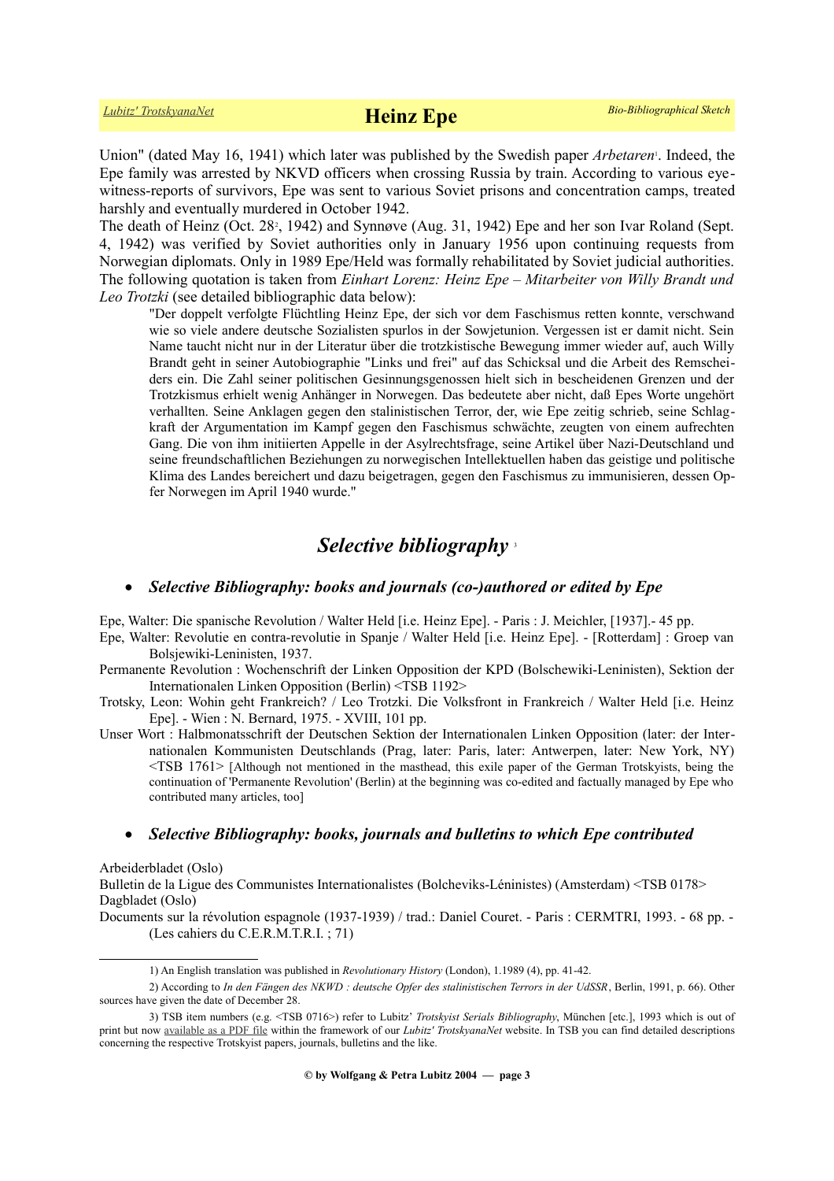Union" (dated May 16, 1941) which later was published by the Swedish paper *Arbetaren*[1]. Indeed, the Epe family was arrested by NKVD officers when crossing Russia by train. According to various eye-witness-reports of survivors, Epe was sent to various Soviet prisons and concentration camps, treated harshly and eventually murdered in October 1942.

The death of Heinz (Oct. 28[2], 1942) and Synnøve (Aug. 31, 1942) Epe and her son Ivar Roland (Sept. 4, 1942) was verified by Soviet authorities only in January 1956 upon continuing requests from Norwegian diplomats. Only in 1989 Epe/Held was formally rehabilitated by Soviet judicial authorities.

The following quotation is taken from *Einhart Lorenz: Heinz Epe – Mitarbeiter von Willy Brandt und Leo Trotzki* (see detailed bibliographic data below):

> "Der doppelt verfolgte Flüchtling Heinz Epe, der sich vor dem Faschismus retten konnte, verschwand wie so viele andere deutsche Sozialisten spurlos in der Sowjetunion. Vergessen ist er damit nicht. Sein Name taucht nicht nur in der Literatur über die trotzkistische Bewegung immer wieder auf, auch Willy Brandt geht in seiner Autobiographie "Links und frei" auf das Schicksal und die Arbeit des Remscheiders ein. Die Zahl seiner politischen Gesinnungsgenossen hielt sich in bescheidenen Grenzen und der Trotzkismus erhielt wenig Anhänger in Norwegen. Das bedeutete aber nicht, daß Epes Worte ungehört verhallten. Seine Anklagen gegen den stalinistischen Terror, der, wie Epe zeitig schrieb, seine Schlagkraft der Argumentation im Kampf gegen den Faschismus schwächte, zeugten von einem aufrechten Gang. Die von ihm initiierten Appelle in der Asylrechtsfrage, seine Artikel über Nazi-Deutschland und seine freundschaftlichen Beziehungen zu norwegischen Intellektuellen haben das geistige und politische Klima des Landes bereichert und dazu beigetragen, gegen den Faschismus zu immunisieren, dessen Opfer Norwegen im April 1940 wurde."

## *Selective bibliography* [3]

### *Selective Bibliography: books and journals (co-)authored or edited by Epe*

Epe, Walter: Die spanische Revolution / Walter Held [i.e. Heinz Epe]. - Paris : J. Meichler, [1937].- 45 pp.

Epe, Walter: Revolutie en contra-revolutie in Spanje / Walter Held [i.e. Heinz Epe]. - [Rotterdam] : Groep van Bolsjewiki-Leninisten, 1937.

Permanente Revolution : Wochenschrift der Linken Opposition der KPD (Bolschewiki-Leninisten), Sektion der Internationalen Linken Opposition (Berlin) <TSB 1192>

Trotsky, Leon: Wohin geht Frankreich? / Leo Trotzki. Die Volksfront in Frankreich / Walter Held [i.e. Heinz Epe]. - Wien : N. Bernard, 1975. - XVIII, 101 pp.

Unser Wort : Halbmonatsschrift der Deutschen Sektion der Internationalen Linken Opposition (later: der Internationalen Kommunisten Deutschlands (Prag, later: Paris, later: Antwerpen, later: New York, NY) <TSB 1761> [Although not mentioned in the masthead, this exile paper of the German Trotskyists, being the continuation of 'Permanente Revolution' (Berlin) at the beginning was co-edited and factually managed by Epe who contributed many articles, too]

### *Selective Bibliography: books, journals and bulletins to which Epe contributed*

Arbeiderbladet (Oslo)

Bulletin de la Ligue des Communistes Internationalistes (Bolcheviks-Léninistes) (Amsterdam) <TSB 0178>

Dagbladet (Oslo)

Documents sur la révolution espagnole (1937-1939) / trad.: Daniel Couret. - Paris : CERMTRI, 1993. - 68 pp. - (Les cahiers du C.E.R.M.T.R.I. ; 71)

---

1) An English translation was published in *Revolutionary History* (London), 1.1989 (4), pp. 41-42.

2) According to *In den Fängen des NKWD : deutsche Opfer des stalinistischen Terrors in der UdSSR*, Berlin, 1991, p. 66). Other sources have given the date of December 28.

3) TSB item numbers (e.g. <TSB 0716>) refer to Lubitz' *Trotskyist Serials Bibliography*, München [etc.], 1993 which is out of print but now available as a PDF file within the framework of our *Lubitz' TrotskyanaNet* website. In TSB you can find detailed descriptions concerning the respective Trotskyist papers, journals, bulletins and the like.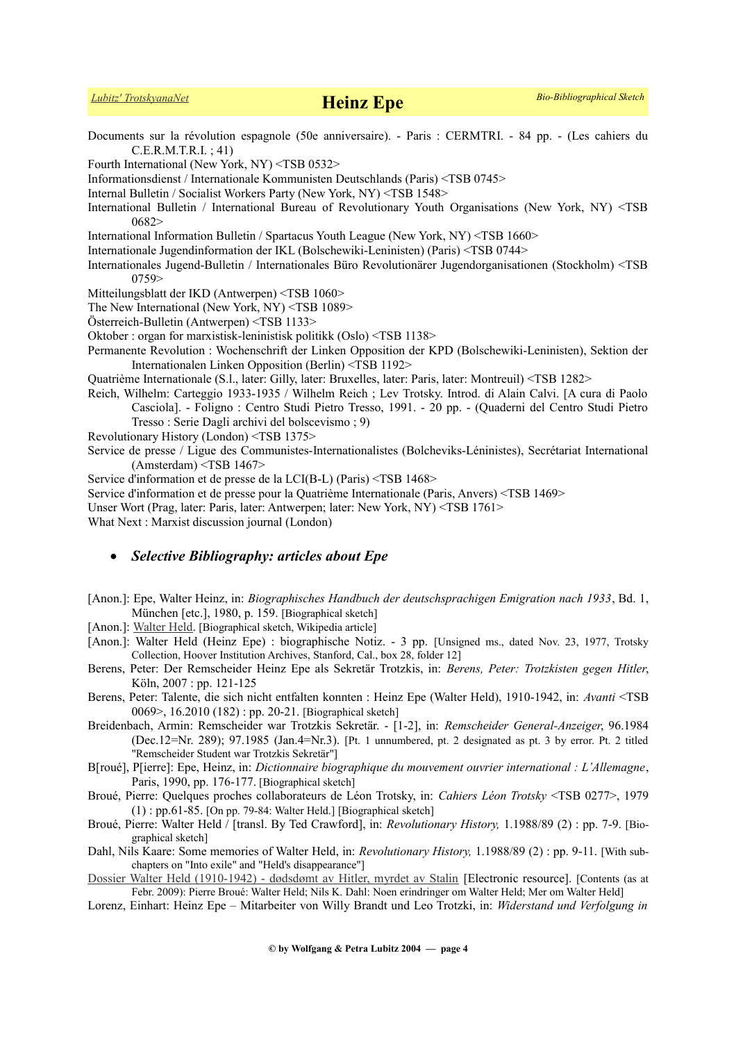Documents sur la révolution espagnole (50e anniversaire). - Paris : CERMTRI. - 84 pp. - (Les cahiers du C.E.R.M.T.R.I. ; 41)

Fourth International (New York, NY) <TSB 0532>

Informationsdienst / Internationale Kommunisten Deutschlands (Paris) <TSB 0745>

Internal Bulletin / Socialist Workers Party (New York, NY) <TSB 1548>

International Bulletin / International Bureau of Revolutionary Youth Organisations (New York, NY) <TSB 0682>

International Information Bulletin / Spartacus Youth League (New York, NY) <TSB 1660>

Internationale Jugendinformation der IKL (Bolschewiki-Leninisten) (Paris) <TSB 0744>

Internationales Jugend-Bulletin / Internationales Büro Revolutionärer Jugendorganisationen (Stockholm) <TSB 0759>

Mitteilungsblatt der IKD (Antwerpen) <TSB 1060>

The New International (New York, NY) <TSB 1089>

Österreich-Bulletin (Antwerpen) <TSB 1133>

Oktober : organ for marxistisk-leninistisk politikk (Oslo) <TSB 1138>

Permanente Revolution : Wochenschrift der Linken Opposition der KPD (Bolschewiki-Leninisten), Sektion der Internationalen Linken Opposition (Berlin) <TSB 1192>

Quatrième Internationale (S.l., later: Gilly, later: Bruxelles, later: Paris, later: Montreuil) <TSB 1282>

Reich, Wilhelm: Carteggio 1933-1935 / Wilhelm Reich ; Lev Trotsky. Introd. di Alain Calvi. [A cura di Paolo Casciola]. - Foligno : Centro Studi Pietro Tresso, 1991. - 20 pp. - (Quaderni del Centro Studi Pietro Tresso : Serie Dagli archivi del bolscevismo ; 9)

Revolutionary History (London) <TSB 1375>

Service de presse / Ligue des Communistes-Internationalistes (Bolcheviks-Léninistes), Secrétariat International (Amsterdam) <TSB 1467>

Service d'information et de presse de la LCI(B-L) (Paris) <TSB 1468>

Service d'information et de presse pour la Quatrième Internationale (Paris, Anvers) <TSB 1469>

Unser Wort (Prag, later: Paris, later: Antwerpen; later: New York, NY) <TSB 1761>

What Next : Marxist discussion journal (London)

- ***Selective Bibliography: articles about Epe***

[Anon.]: Epe, Walter Heinz, in: *Biographisches Handbuch der deutschsprachigen Emigration nach 1933*, Bd. 1, München [etc.], 1980, p. 159. [Biographical sketch]

[Anon.]: Walter Held. [Biographical sketch, Wikipedia article]

[Anon.]: Walter Held (Heinz Epe) : biographische Notiz. - 3 pp. [Unsigned ms., dated Nov. 23, 1977, Trotsky Collection, Hoover Institution Archives, Stanford, Cal., box 28, folder 12]

Berens, Peter: Der Remscheider Heinz Epe als Sekretär Trotzkis, in: *Berens, Peter: Trotzkisten gegen Hitler*, Köln, 2007 : pp. 121-125

Berens, Peter: Talente, die sich nicht entfalten konnten : Heinz Epe (Walter Held), 1910-1942, in: *Avanti* <TSB 0069>, 16.2010 (182) : pp. 20-21. [Biographical sketch]

Breidenbach, Armin: Remscheider war Trotzkis Sekretär. - [1-2], in: *Remscheider General-Anzeiger*, 96.1984 (Dec.12=Nr. 289); 97.1985 (Jan.4=Nr.3). [Pt. 1 unnumbered, pt. 2 designated as pt. 3 by error. Pt. 2 titled "Remscheider Student war Trotzkis Sekretär"]

B[roué], P[ierre]: Epe, Heinz, in: *Dictionnaire biographique du mouvement ouvrier international : L'Allemagne*, Paris, 1990, pp. 176-177. [Biographical sketch]

Broué, Pierre: Quelques proches collaborateurs de Léon Trotsky, in: *Cahiers Léon Trotsky* <TSB 0277>, 1979 (1) : pp.61-85. [On pp. 79-84: Walter Held.] [Biographical sketch]

Broué, Pierre: Walter Held / [transl. By Ted Crawford], in: *Revolutionary History,* 1.1988/89 (2) : pp. 7-9. [Biographical sketch]

Dahl, Nils Kaare: Some memories of Walter Held, in: *Revolutionary History,* 1.1988/89 (2) : pp. 9-11. [With subchapters on "Into exile" and "Held's disappearance"]

Dossier Walter Held (1910-1942) - dødsdømt av Hitler, myrdet av Stalin [Electronic resource]. [Contents (as at Febr. 2009): Pierre Broué: Walter Held; Nils K. Dahl: Noen erindringer om Walter Held; Mer om Walter Held]

Lorenz, Einhart: Heinz Epe – Mitarbeiter von Willy Brandt und Leo Trotzki, in: *Widerstand und Verfolgung in*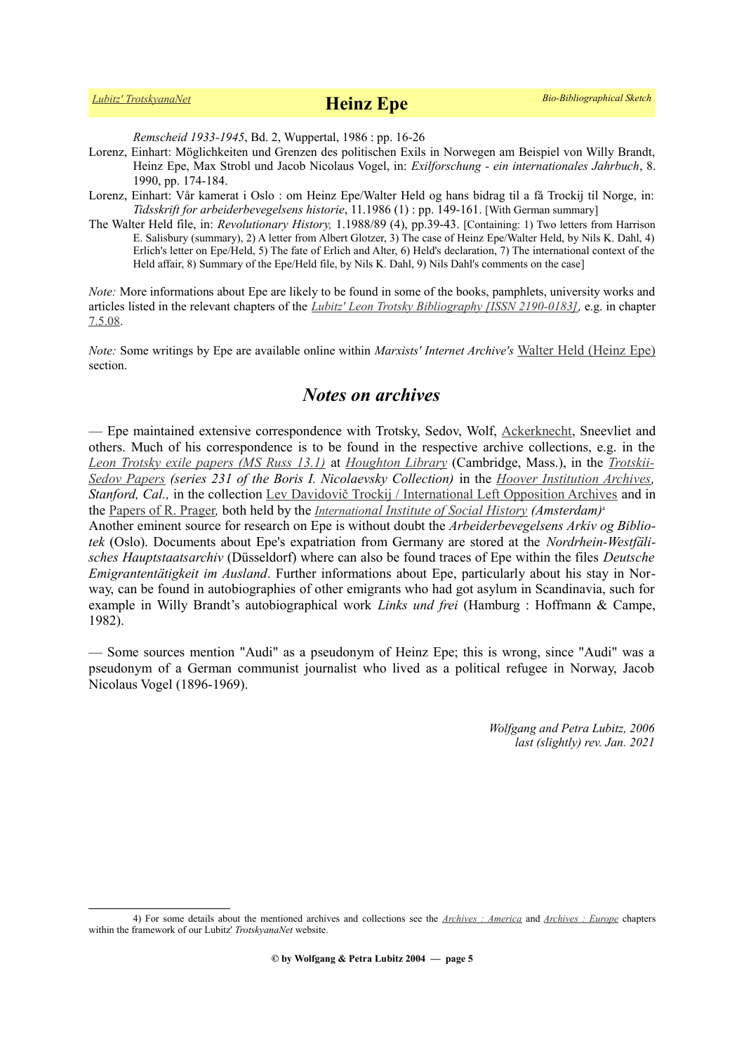*Remscheid 1933-1945*, Bd. 2, Wuppertal, 1986 : pp. 16-26

Lorenz, Einhart: Möglichkeiten und Grenzen des politischen Exils in Norwegen am Beispiel von Willy Brandt, Heinz Epe, Max Strobl und Jacob Nicolaus Vogel, in: *Exilforschung - ein internationales Jahrbuch*, 8. 1990, pp. 174-184.

Lorenz, Einhart: Vår kamerat i Oslo : om Heinz Epe/Walter Held og hans bidrag til a få Trockij til Norge, in: *Tidsskrift for arbeiderbevegelsens historie*, 11.1986 (1) : pp. 149-161. [With German summary]

The Walter Held file, in: *Revolutionary History,* 1.1988/89 (4), pp.39-43. [Containing: 1) Two letters from Harrison E. Salisbury (summary), 2) A letter from Albert Glotzer, 3) The case of Heinz Epe/Walter Held, by Nils K. Dahl, 4) Erlich's letter on Epe/Held, 5) The fate of Erlich and Alter, 6) Held's declaration, 7) The international context of the Held affair, 8) Summary of the Epe/Held file, by Nils K. Dahl, 9) Nils Dahl's comments on the case]

*Note:* More informations about Epe are likely to be found in some of the books, pamphlets, university works and articles listed in the relevant chapters of the *Lubitz' Leon Trotsky Bibliography [ISSN 2190-0183]*, e.g. in chapter 7.5.08.

*Note:* Some writings by Epe are available online within *Marxists' Internet Archive's* Walter Held (Heinz Epe) section.

## *Notes on archives*

— Epe maintained extensive correspondence with Trotsky, Sedov, Wolf, Ackerknecht, Sneevliet and others. Much of his correspondence is to be found in the respective archive collections, e.g. in the *Leon Trotsky exile papers (MS Russ 13.1)* at *Houghton Library* (Cambridge, Mass.), in the *Trotskii-Sedov Papers (series 231 of the Boris I. Nicolaevsky Collection)* in the *Hoover Institution Archives, Stanford, Cal.,* in the collection Lev Davidovič Trockij / International Left Opposition Archives and in the Papers of R. Prager*,* both held by the *International Institute of Social History (Amsterdam)*[4]
Another eminent source for research on Epe is without doubt the *Arbeiderbevegelsens Arkiv og Bibliotek* (Oslo). Documents about Epe's expatriation from Germany are stored at the *Nordrhein-Westfälisches Hauptstaatsarchiv* (Düsseldorf) where can also be found traces of Epe within the files *Deutsche Emigrantentätigkeit im Ausland*. Further informations about Epe, particularly about his stay in Norway, can be found in autobiographies of other emigrants who had got asylum in Scandinavia, such for example in Willy Brandt's autobiographical work *Links und frei* (Hamburg : Hoffmann & Campe, 1982).

— Some sources mention "Audi" as a pseudonym of Heinz Epe; this is wrong, since "Audi" was a pseudonym of a German communist journalist who lived as a political refugee in Norway, Jacob Nicolaus Vogel (1896-1969).

*Wolfgang and Petra Lubitz, 2006*
*last (slightly) rev. Jan. 2021*

4) For some details about the mentioned archives and collections see the *Archives : America* and *Archives : Europe* chapters within the framework of our Lubitz' *TrotskyanaNet* website.